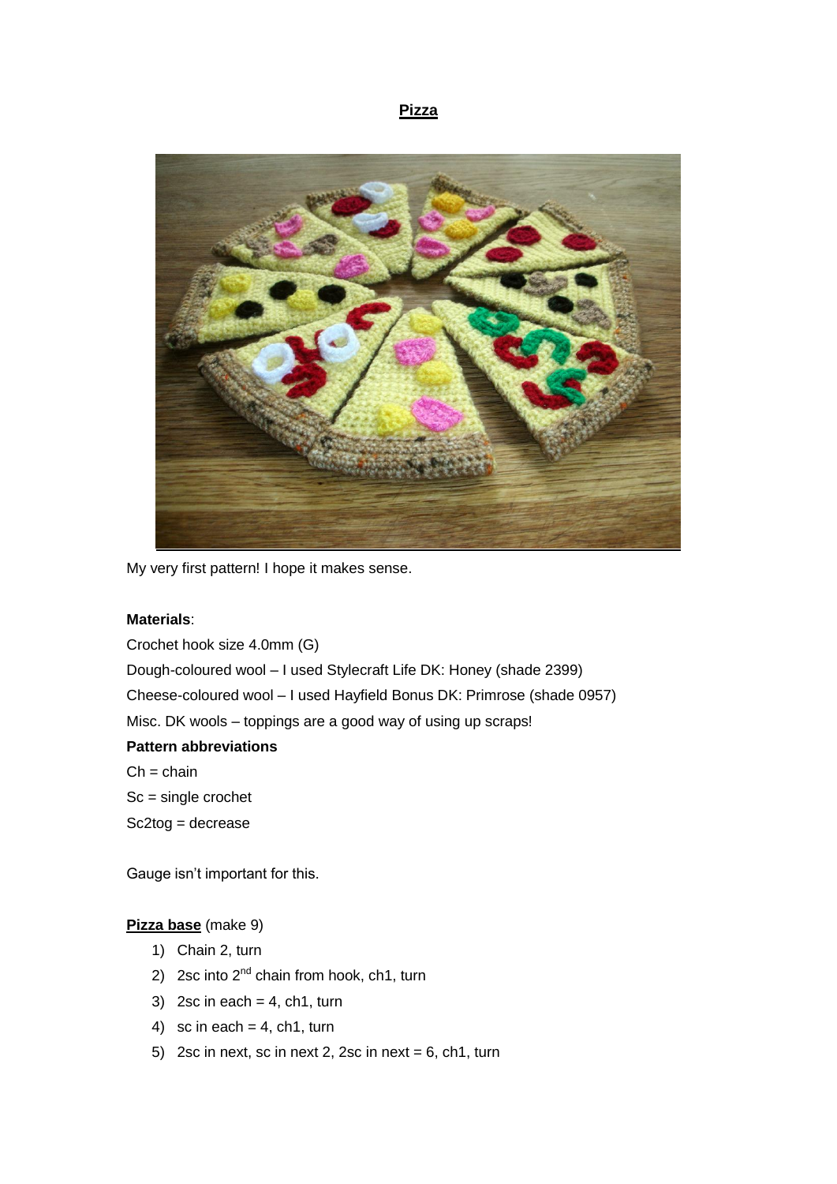# Pizza

My very first pattern! I hope it makes sense.

**Materials**:

Crochet hook size 4.0mm (G)

Dough-coloured wool – I used Stylecraft Life DK: Honey (shade 2399)

Cheese-coloured wool – I used Hayfield Bonus DK: Primrose (shade 0957)

Misc. DK wools – toppings are a good way of using up scraps!

**Pattern abbreviations**

Ch = chain

Sc = single crochet

Sc2tog = decrease

Gauge isn't important for this.

**Pizza base** (make 9)

1) Chain 2, turn
2) 2sc into 2nd chain from hook, ch1, turn
3) 2sc in each = 4, ch1, turn
4) sc in each = 4, ch1, turn
5) 2sc in next, sc in next 2, 2sc in next = 6, ch1, turn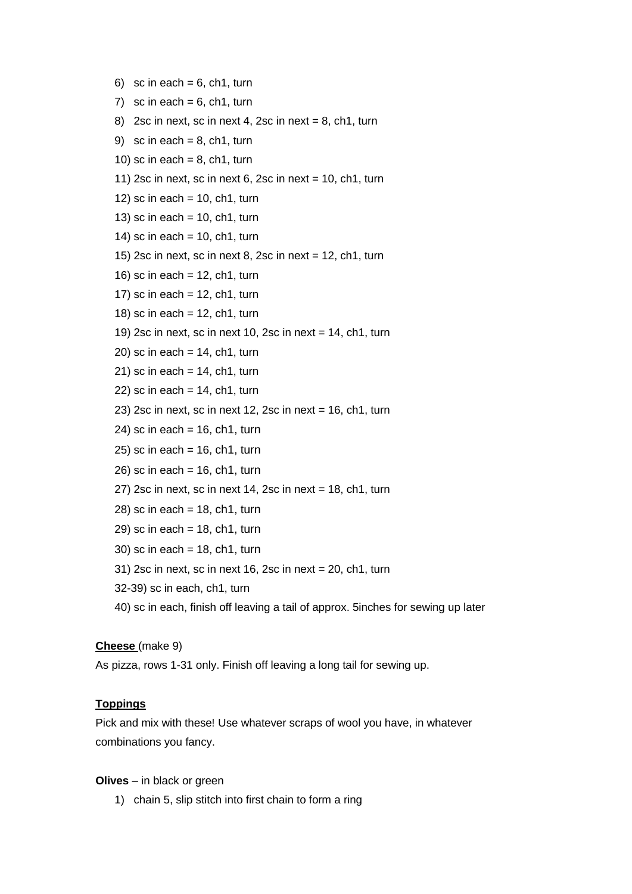6) sc in each = 6, ch1, turn
7) sc in each = 6, ch1, turn
8) 2sc in next, sc in next 4, 2sc in next = 8, ch1, turn
9) sc in each = 8, ch1, turn
10) sc in each = 8, ch1, turn
11) 2sc in next, sc in next 6, 2sc in next = 10, ch1, turn
12) sc in each = 10, ch1, turn
13) sc in each = 10, ch1, turn
14) sc in each = 10, ch1, turn
15) 2sc in next, sc in next 8, 2sc in next = 12, ch1, turn
16) sc in each = 12, ch1, turn
17) sc in each = 12, ch1, turn
18) sc in each = 12, ch1, turn
19) 2sc in next, sc in next 10, 2sc in next = 14, ch1, turn
20) sc in each = 14, ch1, turn
21) sc in each = 14, ch1, turn
22) sc in each = 14, ch1, turn
23) 2sc in next, sc in next 12, 2sc in next = 16, ch1, turn
24) sc in each = 16, ch1, turn
25) sc in each = 16, ch1, turn
26) sc in each = 16, ch1, turn
27) 2sc in next, sc in next 14, 2sc in next = 18, ch1, turn
28) sc in each = 18, ch1, turn
29) sc in each = 18, ch1, turn
30) sc in each = 18, ch1, turn
31) 2sc in next, sc in next 16, 2sc in next = 20, ch1, turn

32-39) sc in each, ch1, turn

40) sc in each, finish off leaving a tail of approx. 5inches for sewing up later

**Cheese** (make 9)

As pizza, rows 1-31 only. Finish off leaving a long tail for sewing up.

**Toppings**

Pick and mix with these! Use whatever scraps of wool you have, in whatever combinations you fancy.

**Olives** – in black or green

1) chain 5, slip stitch into first chain to form a ring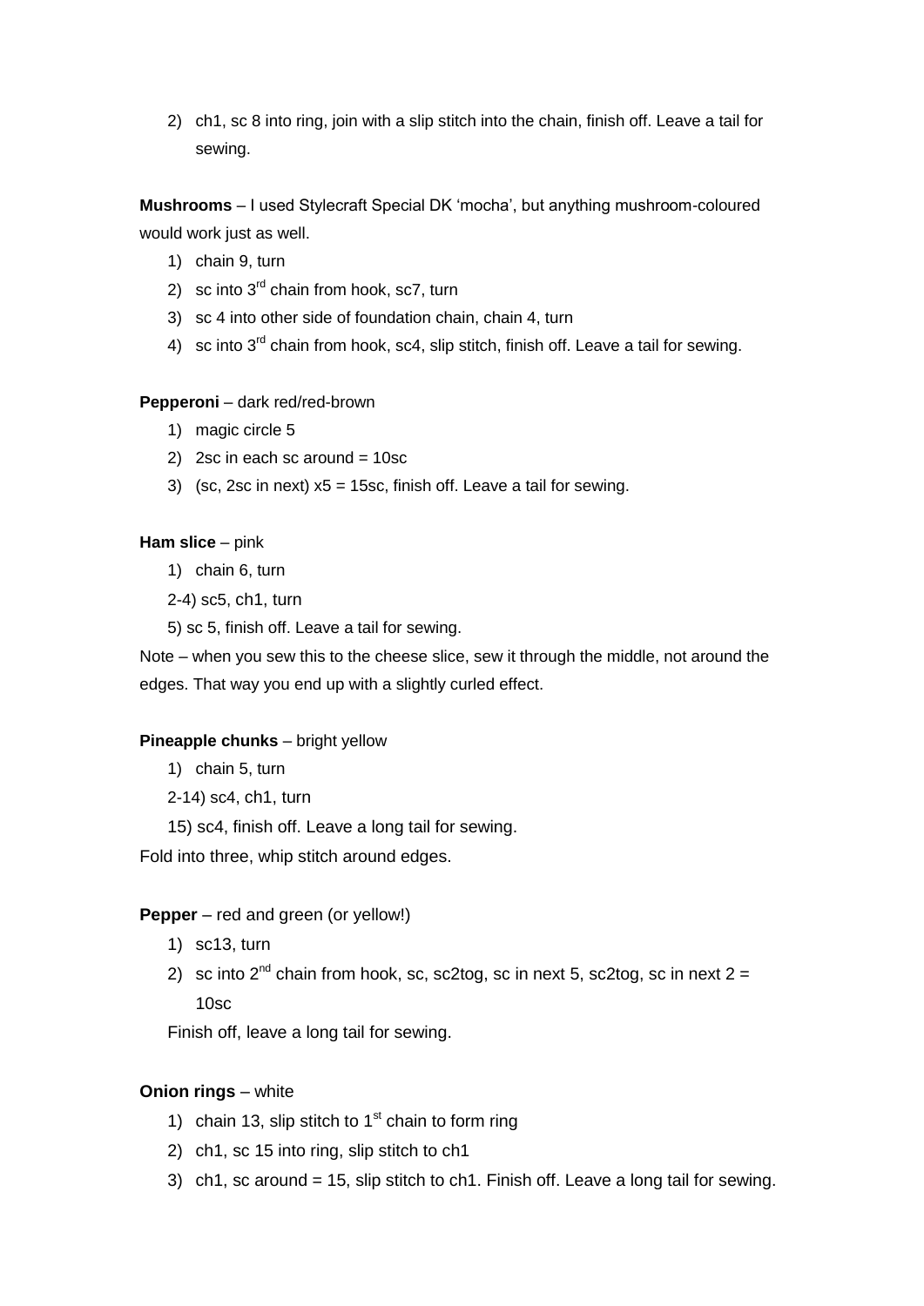2) ch1, sc 8 into ring, join with a slip stitch into the chain, finish off. Leave a tail for sewing.

**Mushrooms** – I used Stylecraft Special DK 'mocha', but anything mushroom-coloured would work just as well.

1) chain 9, turn
2) sc into 3rd chain from hook, sc7, turn
3) sc 4 into other side of foundation chain, chain 4, turn
4) sc into 3rd chain from hook, sc4, slip stitch, finish off. Leave a tail for sewing.

**Pepperoni** – dark red/red-brown

1) magic circle 5
2) 2sc in each sc around = 10sc
3) (sc, 2sc in next) x5 = 15sc, finish off. Leave a tail for sewing.

**Ham slice** – pink

1) chain 6, turn

2-4) sc5, ch1, turn

5) sc 5, finish off. Leave a tail for sewing.

Note – when you sew this to the cheese slice, sew it through the middle, not around the edges. That way you end up with a slightly curled effect.

**Pineapple chunks** – bright yellow

1) chain 5, turn

2-14) sc4, ch1, turn

15) sc4, finish off. Leave a long tail for sewing.

Fold into three, whip stitch around edges.

**Pepper** – red and green (or yellow!)

1) sc13, turn
2) sc into 2nd chain from hook, sc, sc2tog, sc in next 5, sc2tog, sc in next 2 = 10sc

Finish off, leave a long tail for sewing.

**Onion rings** – white

1) chain 13, slip stitch to 1st chain to form ring
2) ch1, sc 15 into ring, slip stitch to ch1
3) ch1, sc around = 15, slip stitch to ch1. Finish off. Leave a long tail for sewing.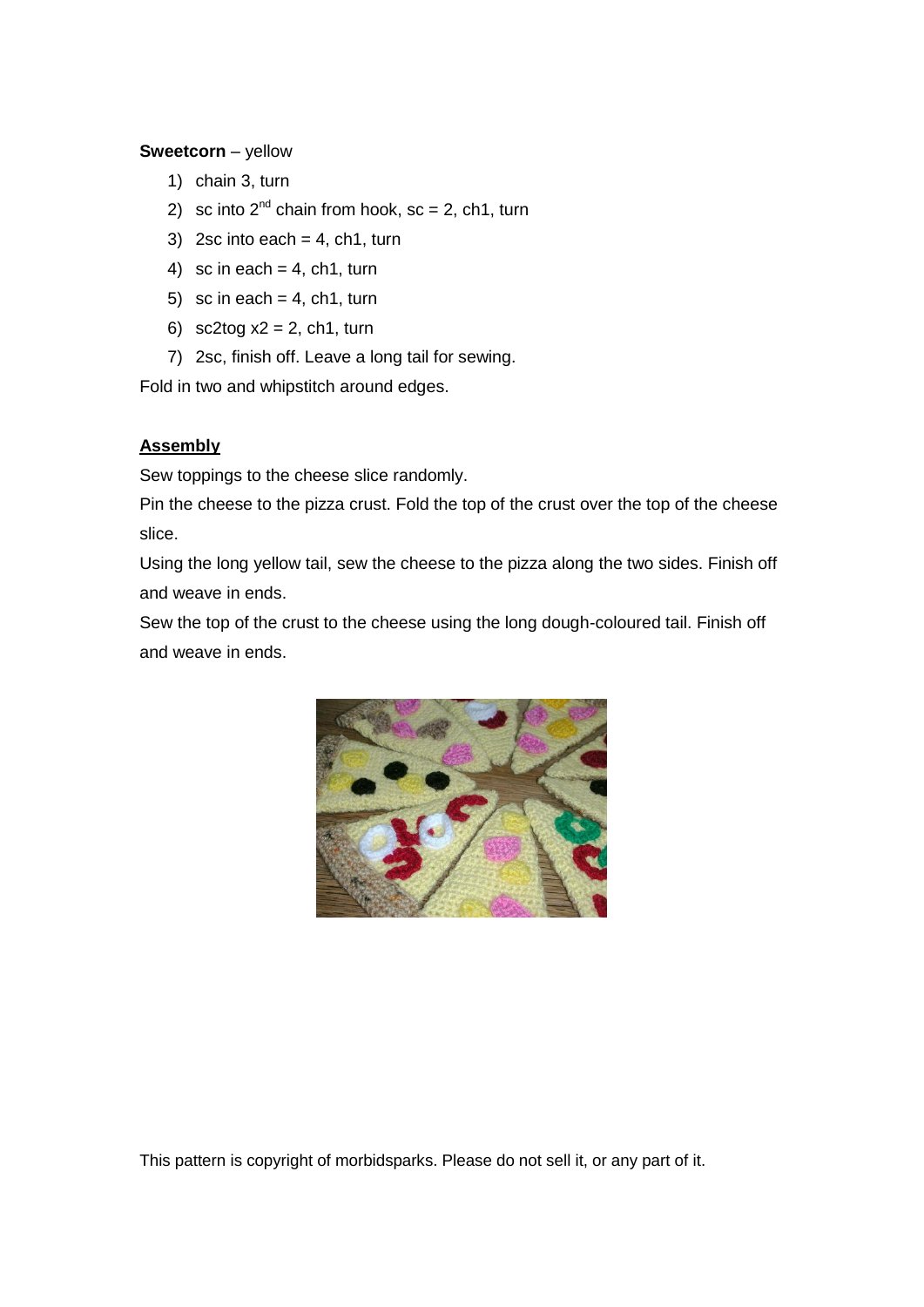**Sweetcorn** – yellow

1) chain 3, turn
2) sc into 2nd chain from hook, sc = 2, ch1, turn
3) 2sc into each = 4, ch1, turn
4) sc in each = 4, ch1, turn
5) sc in each = 4, ch1, turn
6) sc2tog x2 = 2, ch1, turn
7) 2sc, finish off. Leave a long tail for sewing.

Fold in two and whipstitch around edges.

## Assembly

Sew toppings to the cheese slice randomly.

Pin the cheese to the pizza crust. Fold the top of the crust over the top of the cheese slice.

Using the long yellow tail, sew the cheese to the pizza along the two sides. Finish off and weave in ends.

Sew the top of the crust to the cheese using the long dough-coloured tail. Finish off and weave in ends.

This pattern is copyright of morbidsparks. Please do not sell it, or any part of it.